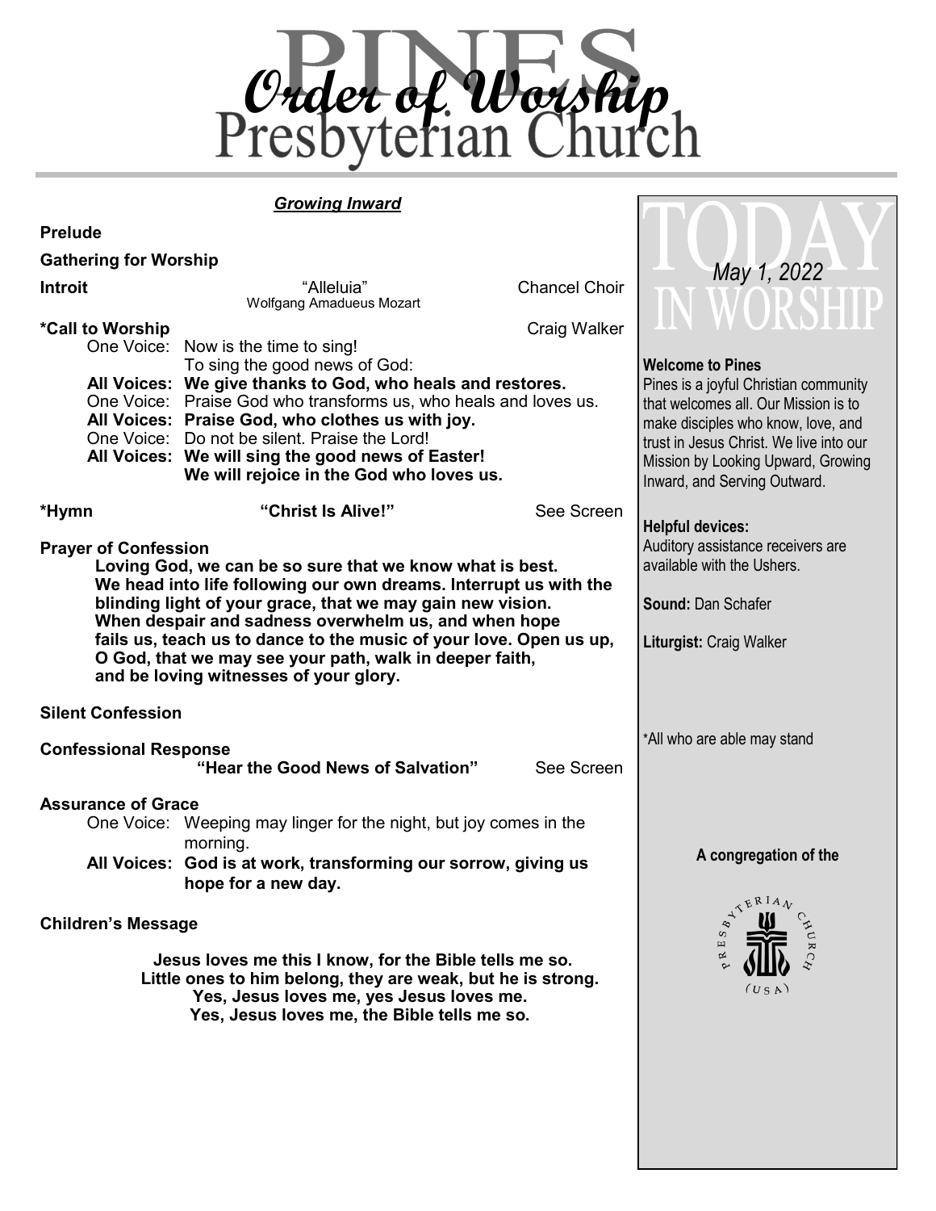# Order of Worship

# Pines Presbyterian Church

## *Growing Inward*

**Prelude**

**Gathering for Worship**

**Introit** — "Alleluia" Wolfgang Amadueus Mozart — Chancel Choir

**\*Call to Worship** — Craig Walker

One Voice: Now is the time to sing! To sing the good news of God:
**All Voices: We give thanks to God, who heals and restores.**
One Voice: Praise God who transforms us, who heals and loves us.
**All Voices: Praise God, who clothes us with joy.**
One Voice: Do not be silent. Praise the Lord!
**All Voices: We will sing the good news of Easter! We will rejoice in the God who loves us.**

**\*Hymn** — **"Christ Is Alive!"** — See Screen

**Prayer of Confession**

**Loving God, we can be so sure that we know what is best. We head into life following our own dreams. Interrupt us with the blinding light of your grace, that we may gain new vision. When despair and sadness overwhelm us, and when hope fails us, teach us to dance to the music of your love. Open us up, O God, that we may see your path, walk in deeper faith, and be loving witnesses of your glory.**

**Silent Confession**

**Confessional Response**

**"Hear the Good News of Salvation"** — See Screen

**Assurance of Grace**

One Voice: Weeping may linger for the night, but joy comes in the morning.
**All Voices: God is at work, transforming our sorrow, giving us hope for a new day.**

**Children's Message**

**Jesus loves me this I know, for the Bible tells me so.**
**Little ones to him belong, they are weak, but he is strong.**
**Yes, Jesus loves me, yes Jesus loves me.**
**Yes, Jesus loves me, the Bible tells me so.**

---

## TODAY IN WORSHIP

*May 1, 2022*

**Welcome to Pines**
Pines is a joyful Christian community that welcomes all. Our Mission is to make disciples who know, love, and trust in Jesus Christ. We live into our Mission by Looking Upward, Growing Inward, and Serving Outward.

**Helpful devices:**
Auditory assistance receivers are available with the Ushers.

**Sound:** Dan Schafer

**Liturgist:** Craig Walker

\*All who are able may stand

**A congregation of the**

PRESBYTERIAN CHURCH (USA)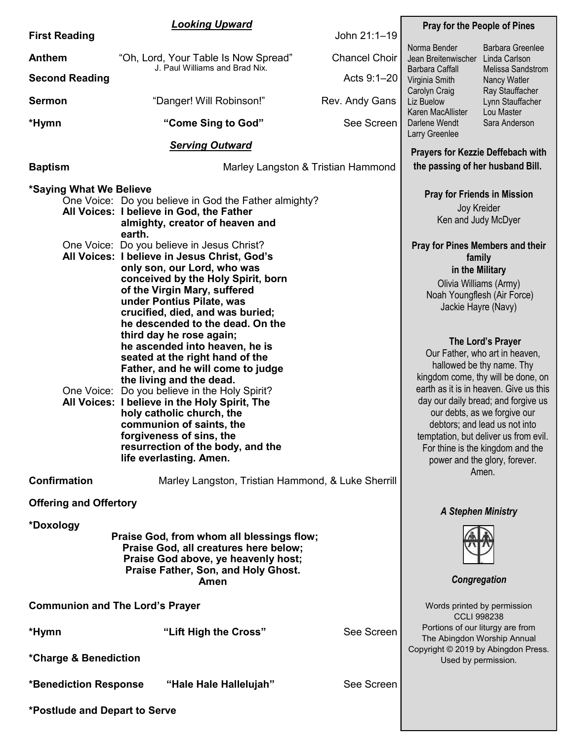## ***Looking Upward***

**First Reading** — John 21:1–19

**Anthem** — "Oh, Lord, Your Table Is Now Spread" — Chancel Choir
J. Paul Williams and Brad Nix.

**Second Reading** — Acts 9:1–20

**Sermon** — "Danger! Will Robinson!" — Rev. Andy Gans

**\*Hymn** — **"Come Sing to God"** — See Screen

## ***Serving Outward***

**Baptism** — Marley Langston & Tristian Hammond

**\*Saying What We Believe**

One Voice: Do you believe in God the Father almighty?
**All Voices: I believe in God, the Father almighty, creator of heaven and earth.**
One Voice: Do you believe in Jesus Christ?
**All Voices: I believe in Jesus Christ, God's only son, our Lord, who was conceived by the Holy Spirit, born of the Virgin Mary, suffered under Pontius Pilate, was crucified, died, and was buried; he descended to the dead. On the third day he rose again; he ascended into heaven, he is seated at the right hand of the Father, and he will come to judge the living and the dead.**
One Voice: Do you believe in the Holy Spirit?
**All Voices: I believe in the Holy Spirit, The holy catholic church, the communion of saints, the forgiveness of sins, the resurrection of the body, and the life everlasting. Amen.**

**Confirmation** — Marley Langston, Tristian Hammond, & Luke Sherrill

**Offering and Offertory**

**\*Doxology**

**Praise God, from whom all blessings flow;**
**Praise God, all creatures here below;**
**Praise God above, ye heavenly host;**
**Praise Father, Son, and Holy Ghost.**
**Amen**

**Communion and The Lord's Prayer**

**\*Hymn** — **"Lift High the Cross"** — See Screen

**\*Charge & Benediction**

**\*Benediction Response** — **"Hale Hale Hallelujah"** — See Screen

**\*Postlude and Depart to Serve**

---

**Pray for the People of Pines**

Norma Bender
Jean Breitenwischer
Barbara Caffall
Virginia Smith
Carolyn Craig
Liz Buelow
Karen MacAllister
Darlene Wendt
Larry Greenlee
Barbara Greenlee
Linda Carlson
Melissa Sandstrom
Nancy Watler
Ray Stauffacher
Lynn Stauffacher
Lou Master
Sara Anderson

**Prayers for Kezzie Deffebach with the passing of her husband Bill.**

**Pray for Friends in Mission**

Joy Kreider
Ken and Judy McDyer

**Pray for Pines Members and their family in the Military**

Olivia Williams (Army)
Noah Youngflesh (Air Force)
Jackie Hayre (Navy)

**The Lord's Prayer**

Our Father, who art in heaven, hallowed be thy name. Thy kingdom come, thy will be done, on earth as it is in heaven. Give us this day our daily bread; and forgive us our debts, as we forgive our debtors; and lead us not into temptation, but deliver us from evil. For thine is the kingdom and the power and the glory, forever. Amen.

***A Stephen Ministry***

***Congregation***

Words printed by permission
CCLI 998238
Portions of our liturgy are from
The Abingdon Worship Annual
Copyright © 2019 by Abingdon Press.
Used by permission.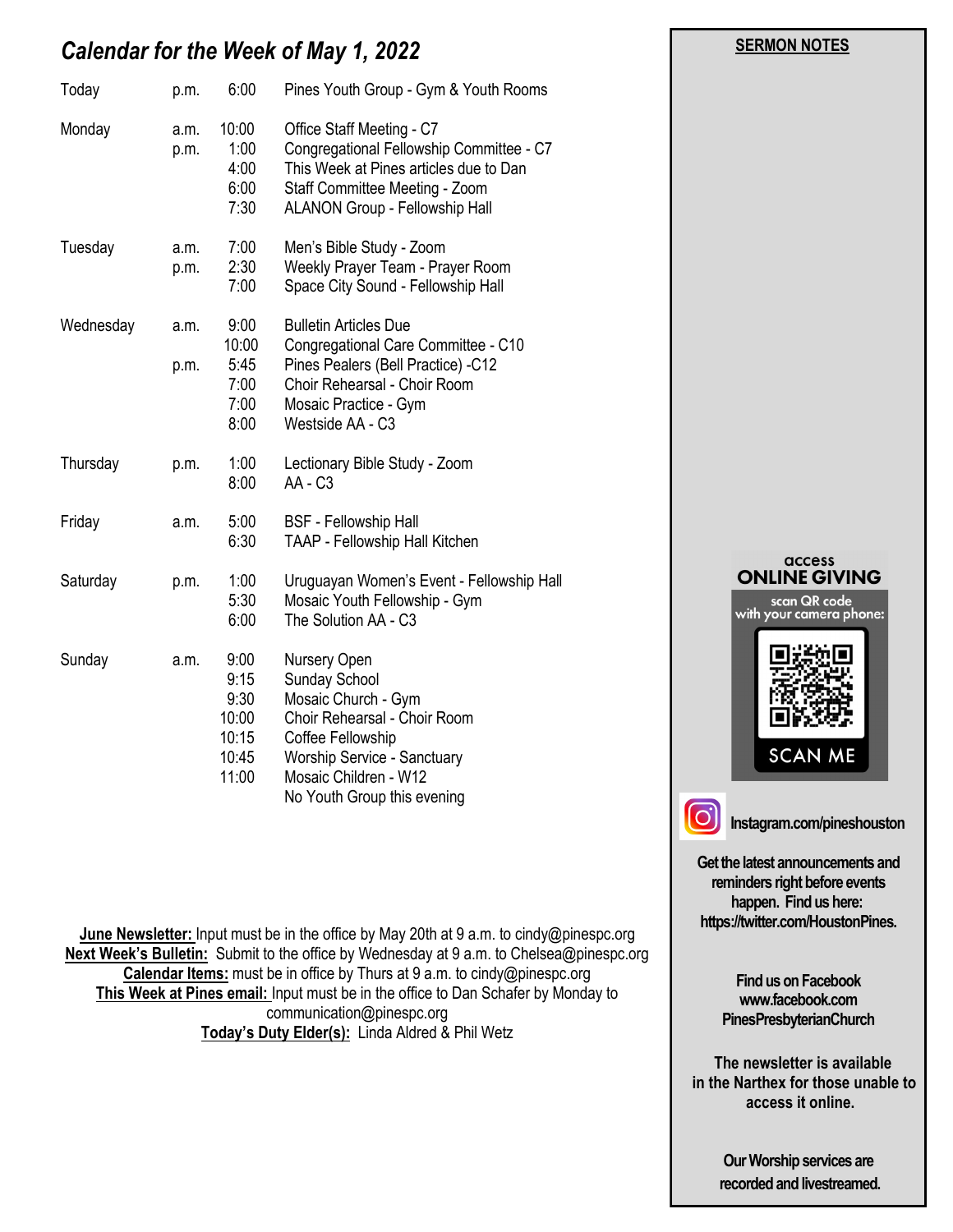## *Calendar for the Week of May 1, 2022*

| Day | | Time | Event |
|---|---|---|---|
| Today | p.m. | 6:00 | Pines Youth Group - Gym & Youth Rooms |
| Monday | a.m. | 10:00 | Office Staff Meeting - C7 |
| | p.m. | 1:00 | Congregational Fellowship Committee - C7 |
| | | 4:00 | This Week at Pines articles due to Dan |
| | | 6:00 | Staff Committee Meeting - Zoom |
| | | 7:30 | ALANON Group - Fellowship Hall |
| Tuesday | a.m. | 7:00 | Men's Bible Study - Zoom |
| | p.m. | 2:30 | Weekly Prayer Team - Prayer Room |
| | | 7:00 | Space City Sound - Fellowship Hall |
| Wednesday | a.m. | 9:00 | Bulletin Articles Due |
| | | 10:00 | Congregational Care Committee - C10 |
| | p.m. | 5:45 | Pines Pealers (Bell Practice) -C12 |
| | | 7:00 | Choir Rehearsal - Choir Room |
| | | 7:00 | Mosaic Practice - Gym |
| | | 8:00 | Westside AA - C3 |
| Thursday | p.m. | 1:00 | Lectionary Bible Study - Zoom |
| | | 8:00 | AA - C3 |
| Friday | a.m. | 5:00 | BSF - Fellowship Hall |
| | | 6:30 | TAAP - Fellowship Hall Kitchen |
| Saturday | p.m. | 1:00 | Uruguayan Women's Event - Fellowship Hall |
| | | 5:30 | Mosaic Youth Fellowship - Gym |
| | | 6:00 | The Solution AA - C3 |
| Sunday | a.m. | 9:00 | Nursery Open |
| | | 9:15 | Sunday School |
| | | 9:30 | Mosaic Church - Gym |
| | | 10:00 | Choir Rehearsal - Choir Room |
| | | 10:15 | Coffee Fellowship |
| | | 10:45 | Worship Service - Sanctuary |
| | | 11:00 | Mosaic Children - W12 |
| | | | No Youth Group this evening |

**June Newsletter:** Input must be in the office by May 20th at 9 a.m. to cindy@pinespc.org
**Next Week's Bulletin:** Submit to the office by Wednesday at 9 a.m. to Chelsea@pinespc.org
**Calendar Items:** must be in office by Thurs at 9 a.m. to cindy@pinespc.org
**This Week at Pines email:** Input must be in the office to Dan Schafer by Monday to communication@pinespc.org
**Today's Duty Elder(s):** Linda Aldred & Phil Wetz

**SERMON NOTES**

access
**ONLINE GIVING**
scan QR code with your camera phone:
SCAN ME

**Instagram.com/pineshouston**

**Get the latest announcements and reminders right before events happen. Find us here: https://twitter.com/HoustonPines.**

**Find us on Facebook www.facebook.com PinesPresbyterianChurch**

**The newsletter is available in the Narthex for those unable to access it online.**

**Our Worship services are recorded and livestreamed.**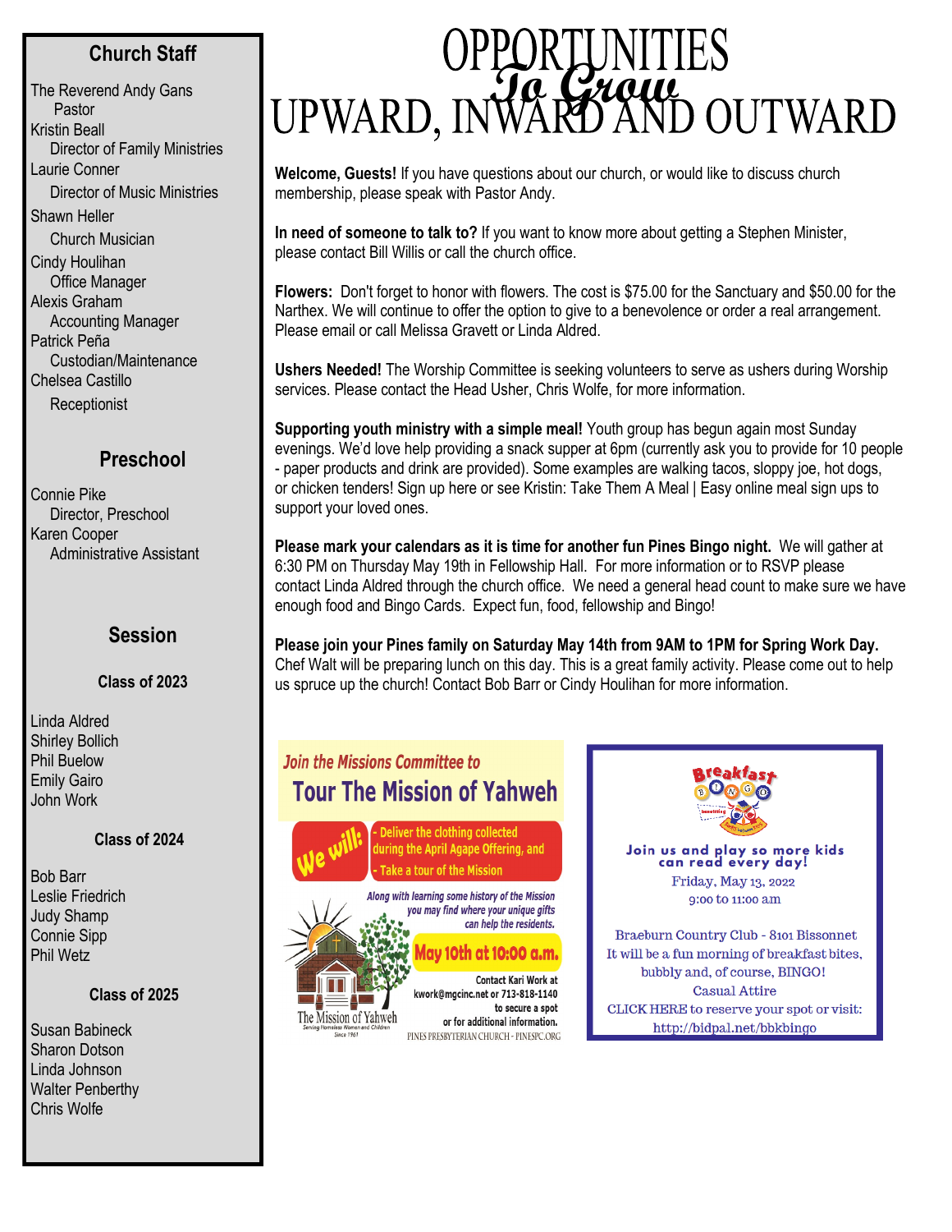## Church Staff

The Reverend Andy Gans
Pastor
Kristin Beall
Director of Family Ministries
Laurie Conner
Director of Music Ministries
Shawn Heller
Church Musician
Cindy Houlihan
Office Manager
Alexis Graham
Accounting Manager
Patrick Peña
Custodian/Maintenance
Chelsea Castillo
Receptionist

## Preschool

Connie Pike
Director, Preschool
Karen Cooper
Administrative Assistant

## Session

### Class of 2023

Linda Aldred
Shirley Bollich
Phil Buelow
Emily Gairo
John Work

### Class of 2024

Bob Barr
Leslie Friedrich
Judy Shamp
Connie Sipp
Phil Wetz

### Class of 2025

Susan Babineck
Sharon Dotson
Linda Johnson
Walter Penberthy
Chris Wolfe

# OPPORTUNITIES *To Grow* UPWARD, INWARD AND OUTWARD

**Welcome, Guests!** If you have questions about our church, or would like to discuss church membership, please speak with Pastor Andy.

**In need of someone to talk to?** If you want to know more about getting a Stephen Minister, please contact Bill Willis or call the church office.

**Flowers:** Don't forget to honor with flowers. The cost is $75.00 for the Sanctuary and $50.00 for the Narthex. We will continue to offer the option to give to a benevolence or order a real arrangement. Please email or call Melissa Gravett or Linda Aldred.

**Ushers Needed!** The Worship Committee is seeking volunteers to serve as ushers during Worship services. Please contact the Head Usher, Chris Wolfe, for more information.

**Supporting youth ministry with a simple meal!** Youth group has begun again most Sunday evenings. We'd love help providing a snack supper at 6pm (currently ask you to provide for 10 people - paper products and drink are provided). Some examples are walking tacos, sloppy joe, hot dogs, or chicken tenders! Sign up here or see Kristin: Take Them A Meal | Easy online meal sign ups to support your loved ones.

**Please mark your calendars as it is time for another fun Pines Bingo night.** We will gather at 6:30 PM on Thursday May 19th in Fellowship Hall. For more information or to RSVP please contact Linda Aldred through the church office. We need a general head count to make sure we have enough food and Bingo Cards. Expect fun, food, fellowship and Bingo!

**Please join your Pines family on Saturday May 14th from 9AM to 1PM for Spring Work Day.** Chef Walt will be preparing lunch on this day. This is a great family activity. Please come out to help us spruce up the church! Contact Bob Barr or Cindy Houlihan for more information.

*Join the Missions Committee to*
**Tour The Mission of Yahweh**

We will:
- Deliver the clothing collected during the April Agape Offering, and
- Take a tour of the Mission

*Along with learning some history of the Mission you may find where your unique gifts can help the residents.*

**May 10th at 10:00 a.m.**

Contact Kari Work at kwork@mgcinc.net or 713-818-1140 to secure a spot or for additional information.

The Mission of Yahweh
Serving Homeless Women and Children
Since 1961

PINES PRESBYTERIAN CHURCH - PINESPC.ORG

**Breakfast BINGO**

Join us and play so more kids can read every day!

Friday, May 13, 2022
9:00 to 11:00 am

Braeburn Country Club - 8101 Bissonnet
It will be a fun morning of breakfast bites, bubbly and, of course, BINGO!
Casual Attire
CLICK HERE to reserve your spot or visit:
http://bidpal.net/bbkbingo